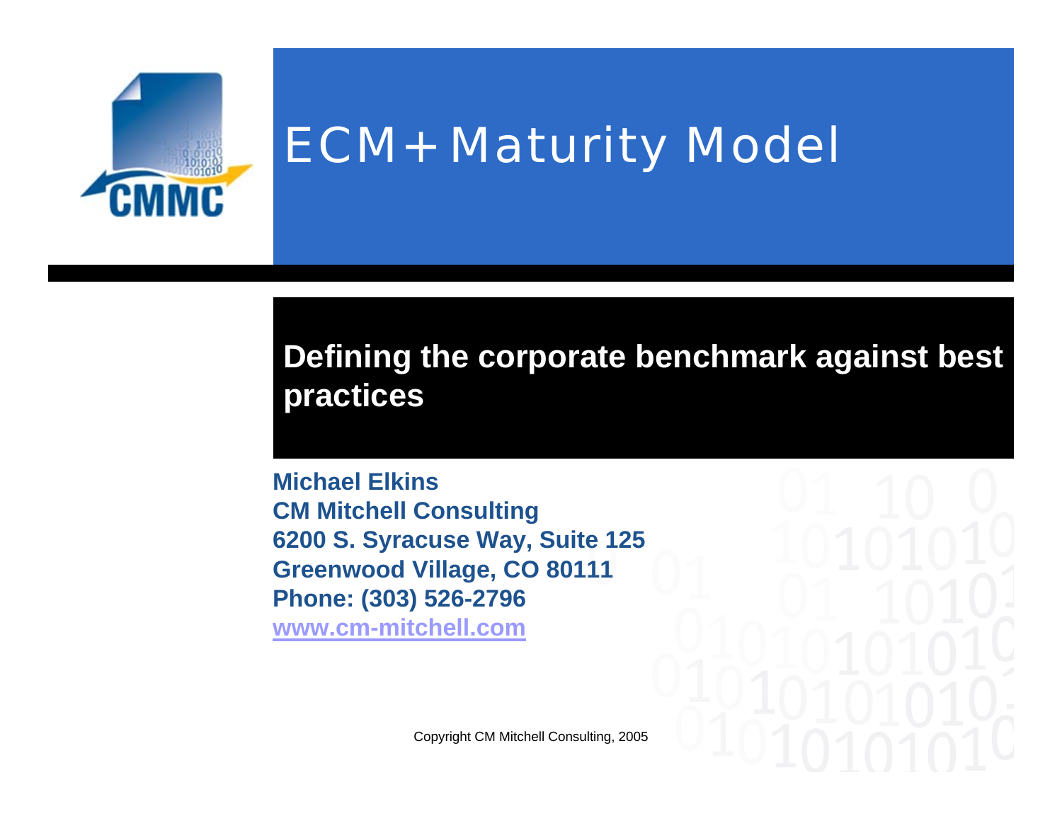# ECM+ Maturity Model

## Defining the corporate benchmark against best practices

**Michael Elkins**
**CM Mitchell Consulting**
**6200 S. Syracuse Way, Suite 125**
**Greenwood Village, CO 80111**
**Phone: (303) 526-2796**
**[www.cm-mitchell.com](http://www.cm-mitchell.com)**

Copyright CM Mitchell Consulting, 2005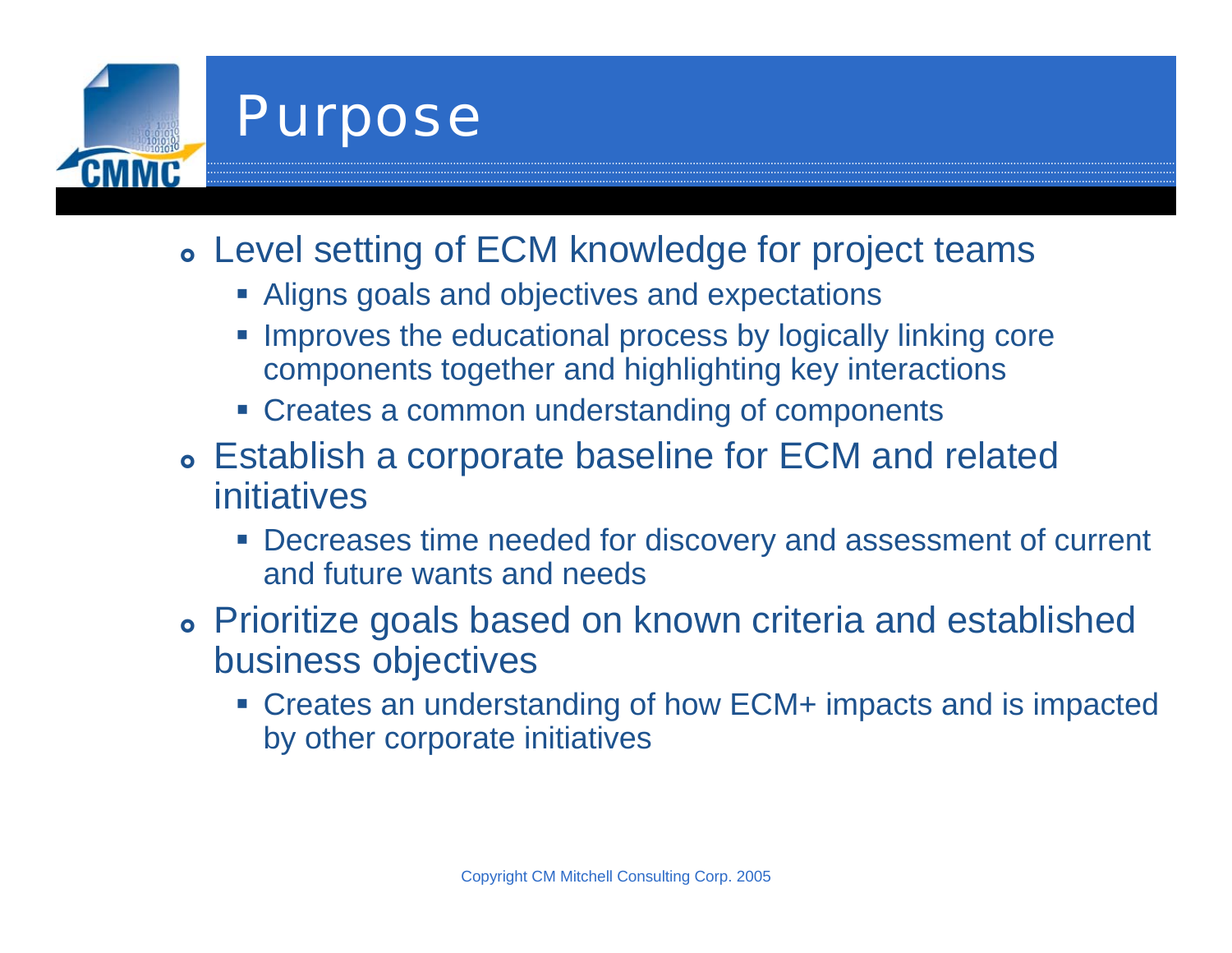# Purpose

- Level setting of ECM knowledge for project teams
  - Aligns goals and objectives and expectations
  - Improves the educational process by logically linking core components together and highlighting key interactions
  - Creates a common understanding of components
- Establish a corporate baseline for ECM and related initiatives
  - Decreases time needed for discovery and assessment of current and future wants and needs
- Prioritize goals based on known criteria and established business objectives
  - Creates an understanding of how ECM+ impacts and is impacted by other corporate initiatives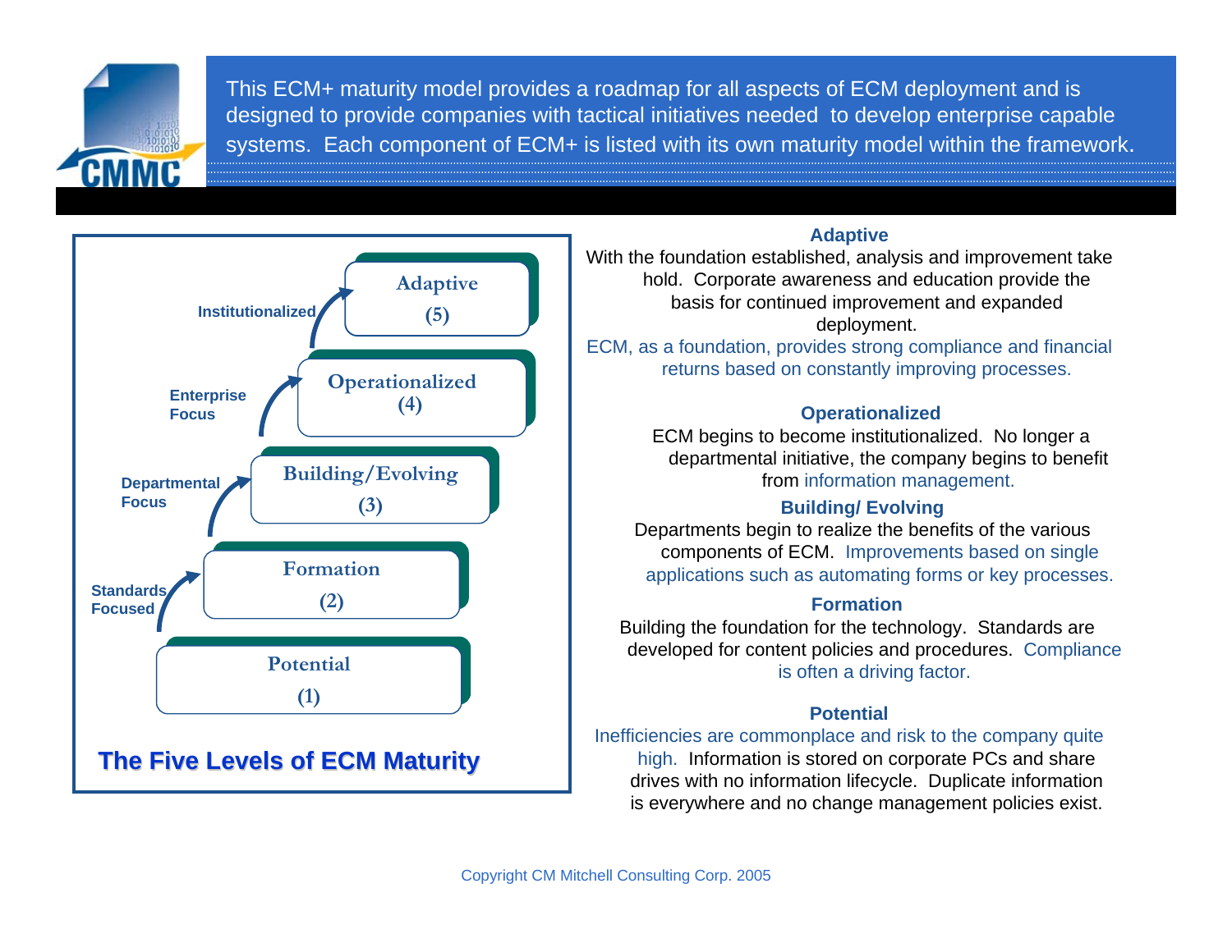This ECM+ maturity model provides a roadmap for all aspects of ECM deployment and is designed to provide companies with tactical initiatives needed to develop enterprise capable systems. Each component of ECM+ is listed with its own maturity model within the framework.

## The Five Levels of ECM Maturity

- Adaptive (5)
- Operationalized (4)
- Building/Evolving (3)
- Formation (2)
- Potential (1)

Transitions: Potential → Formation: Standards Focused; Formation → Building/Evolving: Departmental Focus; Building/Evolving → Operationalized: Enterprise Focus; Operationalized → Adaptive: Institutionalized

### Adaptive

With the foundation established, analysis and improvement take hold. Corporate awareness and education provide the basis for continued improvement and expanded deployment.

ECM, as a foundation, provides strong compliance and financial returns based on constantly improving processes.

### Operationalized

ECM begins to become institutionalized. No longer a departmental initiative, the company begins to benefit from information management.

### Building/ Evolving

Departments begin to realize the benefits of the various components of ECM. Improvements based on single applications such as automating forms or key processes.

### Formation

Building the foundation for the technology. Standards are developed for content policies and procedures. Compliance is often a driving factor.

### Potential

Inefficiencies are commonplace and risk to the company quite high. Information is stored on corporate PCs and share drives with no information lifecycle. Duplicate information is everywhere and no change management policies exist.

Copyright CM Mitchell Consulting Corp. 2005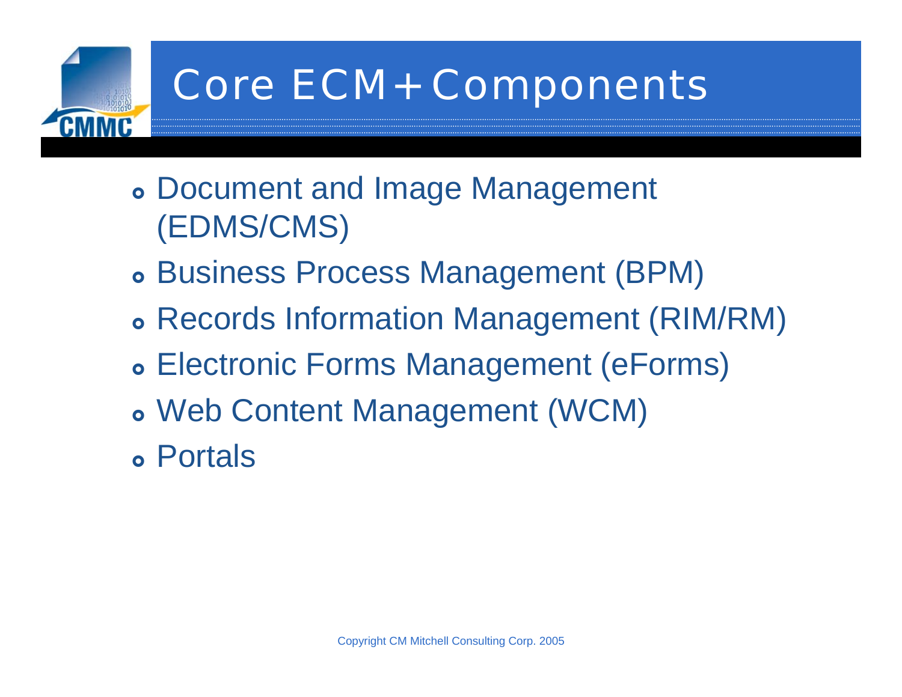# Core ECM+ Components

- Document and Image Management (EDMS/CMS)
- Business Process Management (BPM)
- Records Information Management (RIM/RM)
- Electronic Forms Management (eForms)
- Web Content Management (WCM)
- Portals

Copyright CM Mitchell Consulting Corp. 2005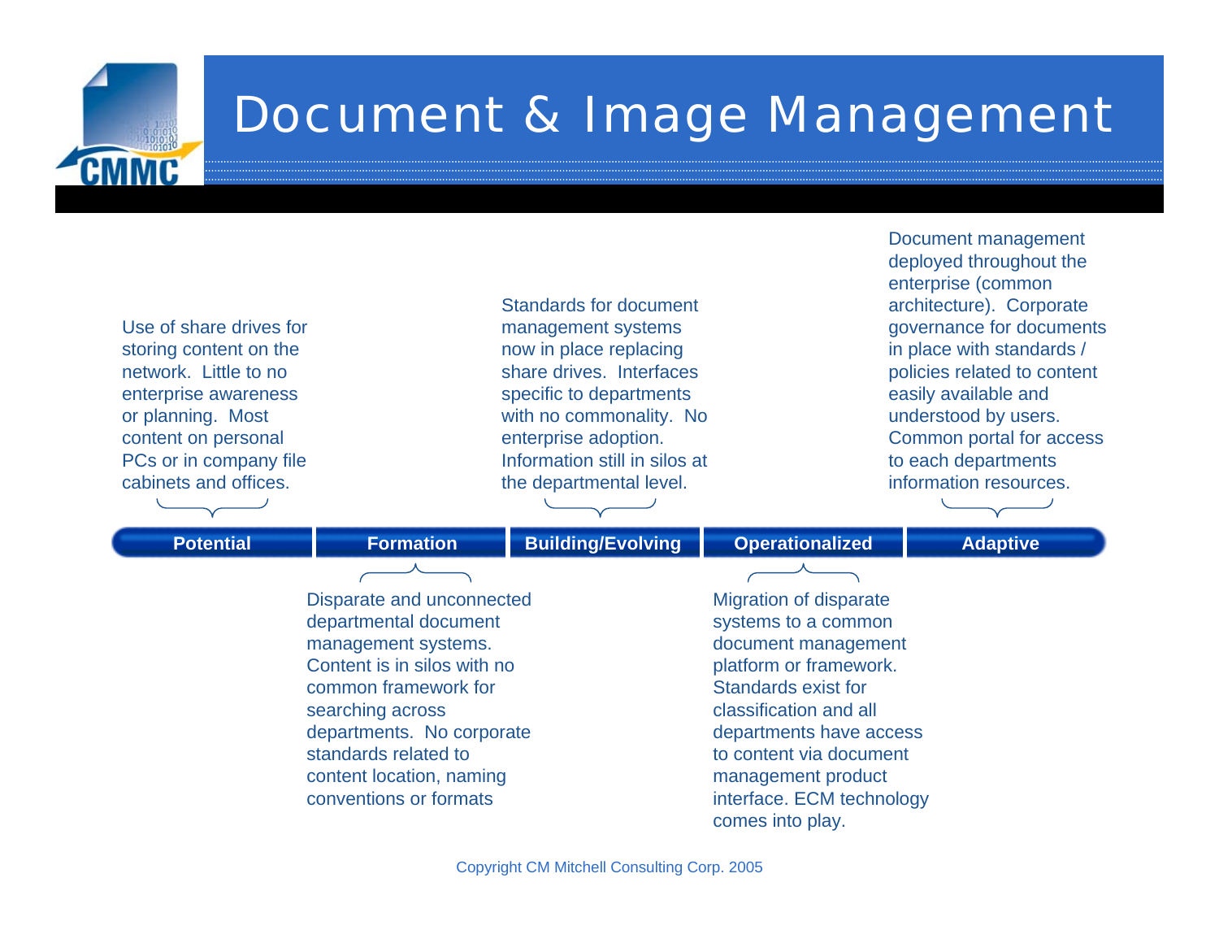# Document & Image Management

**Potential** | **Formation** | **Building/Evolving** | **Operationalized** | **Adaptive**

**Potential:** Use of share drives for storing content on the network. Little to no enterprise awareness or planning. Most content on personal PCs or in company file cabinets and offices.

**Formation:** Disparate and unconnected departmental document management systems. Content is in silos with no common framework for searching across departments. No corporate standards related to content location, naming conventions or formats

**Building/Evolving:** Standards for document management systems now in place replacing share drives. Interfaces specific to departments with no commonality. No enterprise adoption. Information still in silos at the departmental level.

**Operationalized:** Migration of disparate systems to a common document management platform or framework. Standards exist for classification and all departments have access to content via document management product interface. ECM technology comes into play.

**Adaptive:** Document management deployed throughout the enterprise (common architecture). Corporate governance for documents in place with standards / policies related to content easily available and understood by users. Common portal for access to each departments information resources.

Copyright CM Mitchell Consulting Corp. 2005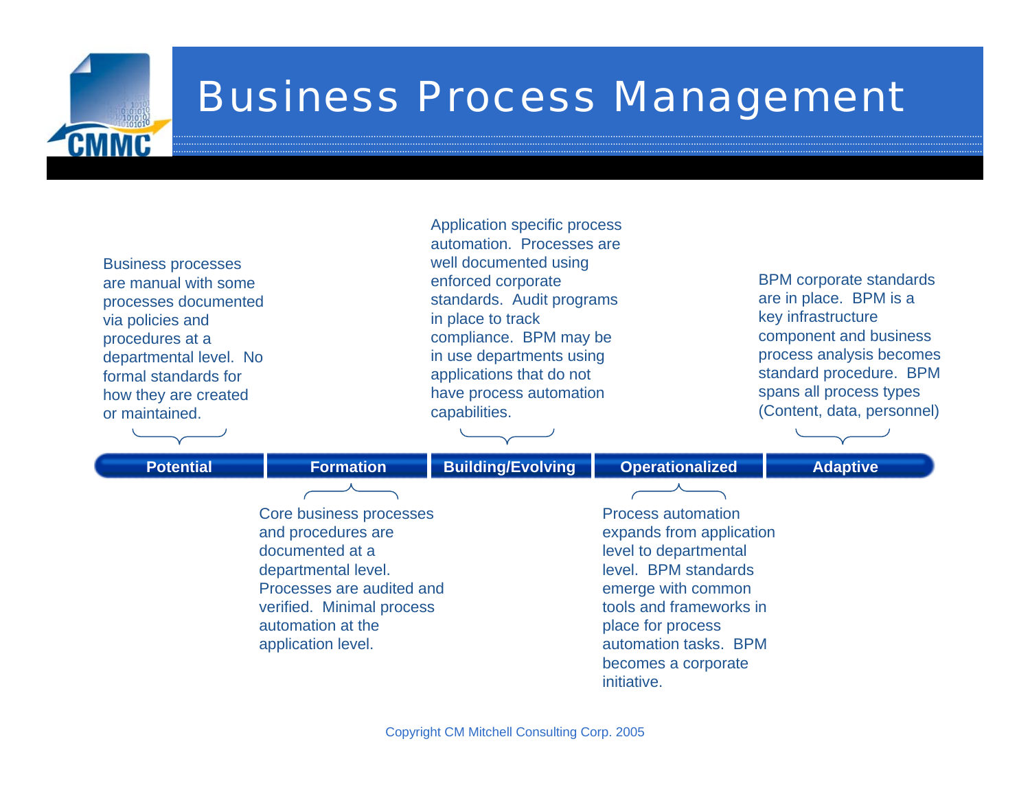# Business Process Management

### Potential

Business processes are manual with some processes documented via policies and procedures at a departmental level. No formal standards for how they are created or maintained.

### Formation

Core business processes and procedures are documented at a departmental level. Processes are audited and verified. Minimal process automation at the application level.

### Building/Evolving

Application specific process automation. Processes are well documented using enforced corporate standards. Audit programs in place to track compliance. BPM may be in use departments using applications that do not have process automation capabilities.

### Operationalized

Process automation expands from application level to departmental level. BPM standards emerge with common tools and frameworks in place for process automation tasks. BPM becomes a corporate initiative.

### Adaptive

BPM corporate standards are in place. BPM is a key infrastructure component and business process analysis becomes standard procedure. BPM spans all process types (Content, data, personnel)

Copyright CM Mitchell Consulting Corp. 2005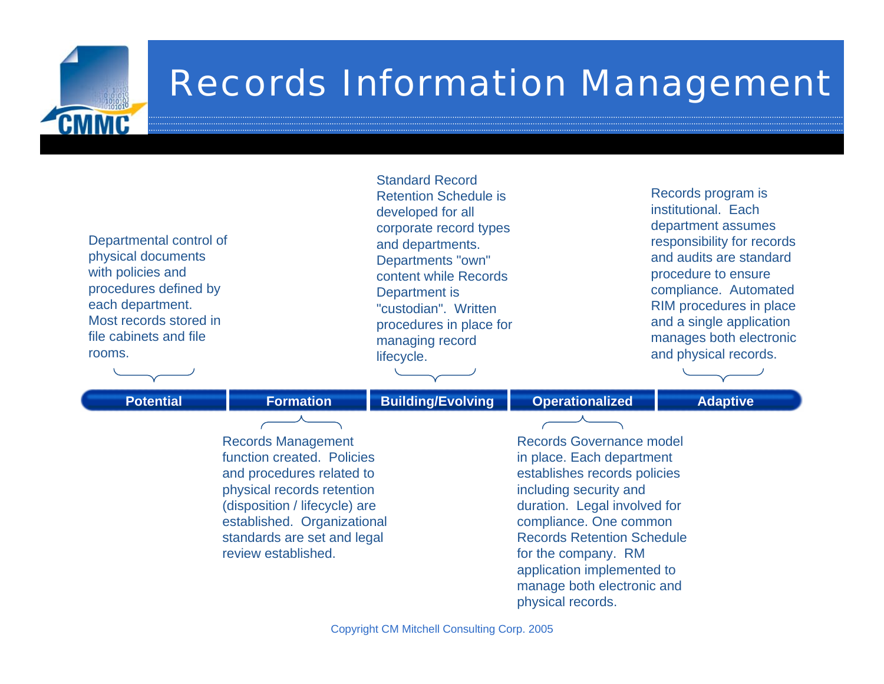# Records Information Management

## Potential

Departmental control of physical documents with policies and procedures defined by each department. Most records stored in file cabinets and file rooms.

## Formation

Records Management function created. Policies and procedures related to physical records retention (disposition / lifecycle) are established. Organizational standards are set and legal review established.

## Building/Evolving

Standard Record Retention Schedule is developed for all corporate record types and departments. Departments "own" content while Records Department is "custodian". Written procedures in place for managing record lifecycle.

## Operationalized

Records Governance model in place. Each department establishes records policies including security and duration. Legal involved for compliance. One common Records Retention Schedule for the company. RM application implemented to manage both electronic and physical records.

## Adaptive

Records program is institutional. Each department assumes responsibility for records and audits are standard procedure to ensure compliance. Automated RIM procedures in place and a single application manages both electronic and physical records.

Copyright CM Mitchell Consulting Corp. 2005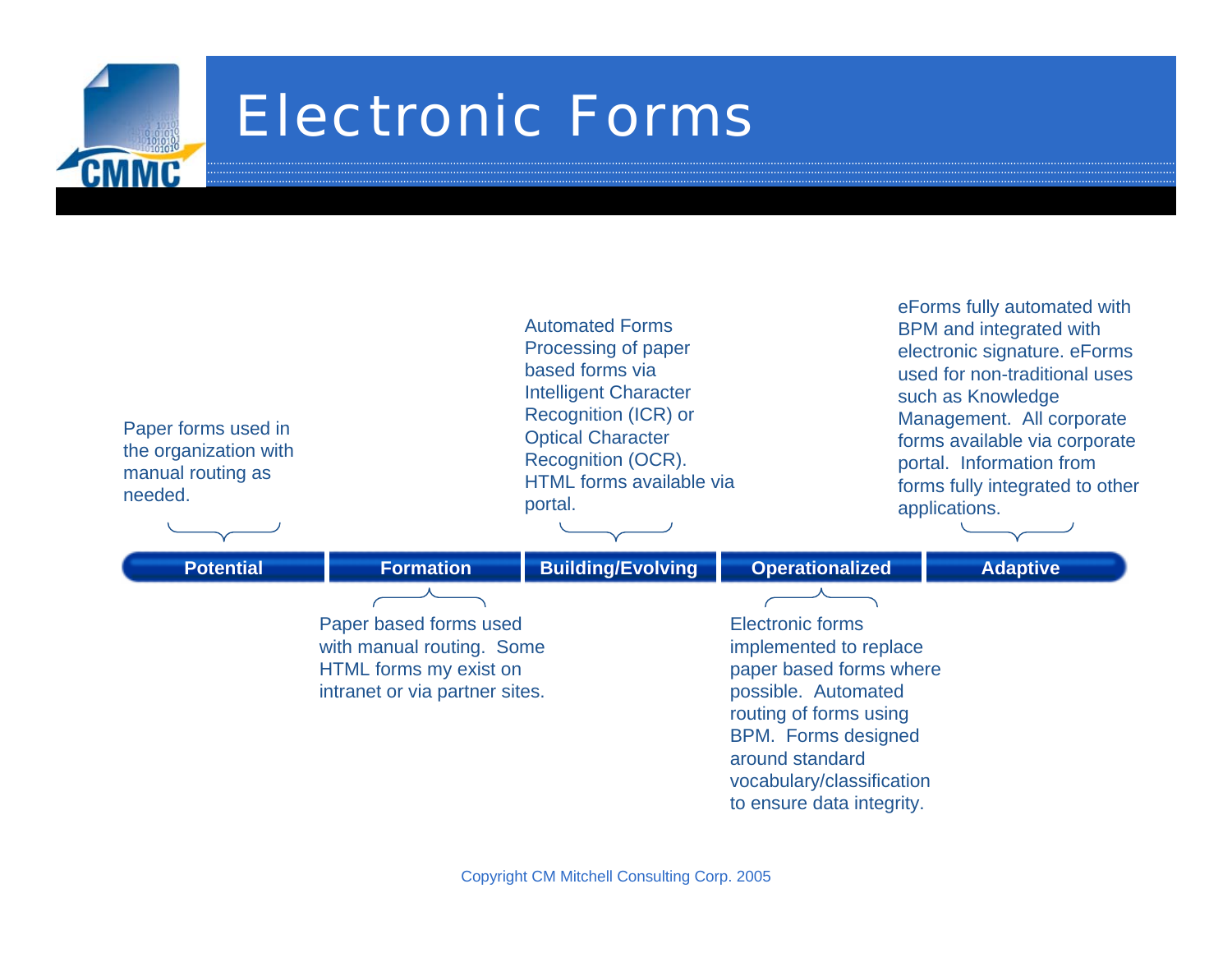# Electronic Forms

| Potential | Formation | Building/Evolving | Operationalized | Adaptive |
|---|---|---|---|---|
| Paper forms used in the organization with manual routing as needed. | Paper based forms used with manual routing. Some HTML forms my exist on intranet or via partner sites. | Automated Forms Processing of paper based forms via Intelligent Character Recognition (ICR) or Optical Character Recognition (OCR). HTML forms available via portal. | Electronic forms implemented to replace paper based forms where possible. Automated routing of forms using BPM. Forms designed around standard vocabulary/classification to ensure data integrity. | eForms fully automated with BPM and integrated with electronic signature. eForms used for non-traditional uses such as Knowledge Management. All corporate forms available via corporate portal. Information from forms fully integrated to other applications. |

Copyright CM Mitchell Consulting Corp. 2005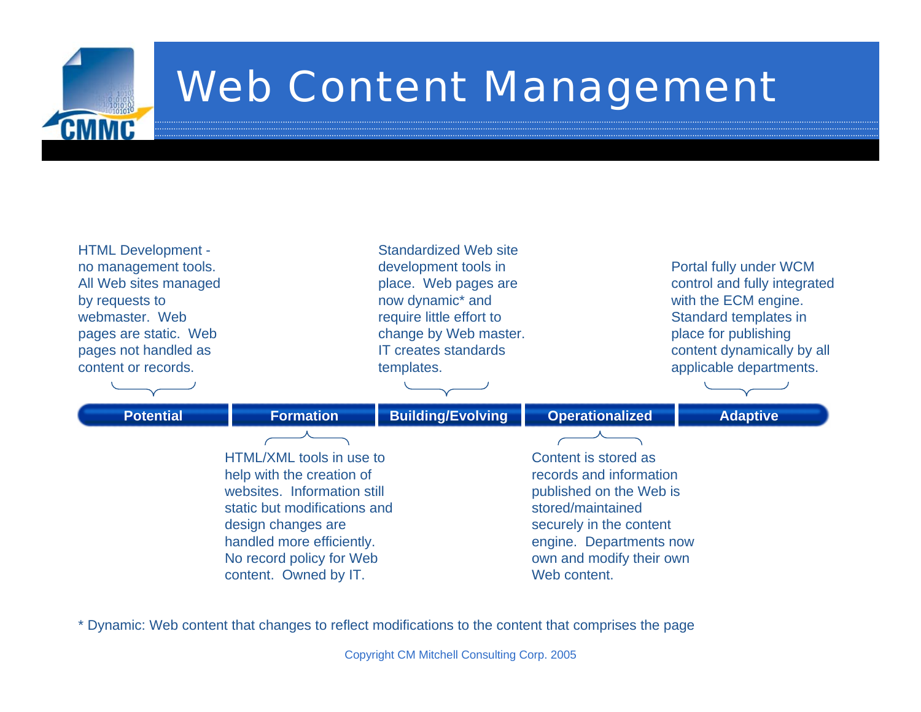# Web Content Management

| Potential | Formation | Building/Evolving | Operationalized | Adaptive |
|---|---|---|---|---|
| HTML Development - no management tools. All Web sites managed by requests to webmaster. Web pages are static. Web pages not handled as content or records. | HTML/XML tools in use to help with the creation of websites. Information still static but modifications and design changes are handled more efficiently. No record policy for Web content. Owned by IT. | Standardized Web site development tools in place. Web pages are now dynamic* and require little effort to change by Web master. IT creates standards templates. | Content is stored as records and information published on the Web is stored/maintained securely in the content engine. Departments now own and modify their own Web content. | Portal fully under WCM control and fully integrated with the ECM engine. Standard templates in place for publishing content dynamically by all applicable departments. |

* Dynamic: Web content that changes to reflect modifications to the content that comprises the page

Copyright CM Mitchell Consulting Corp. 2005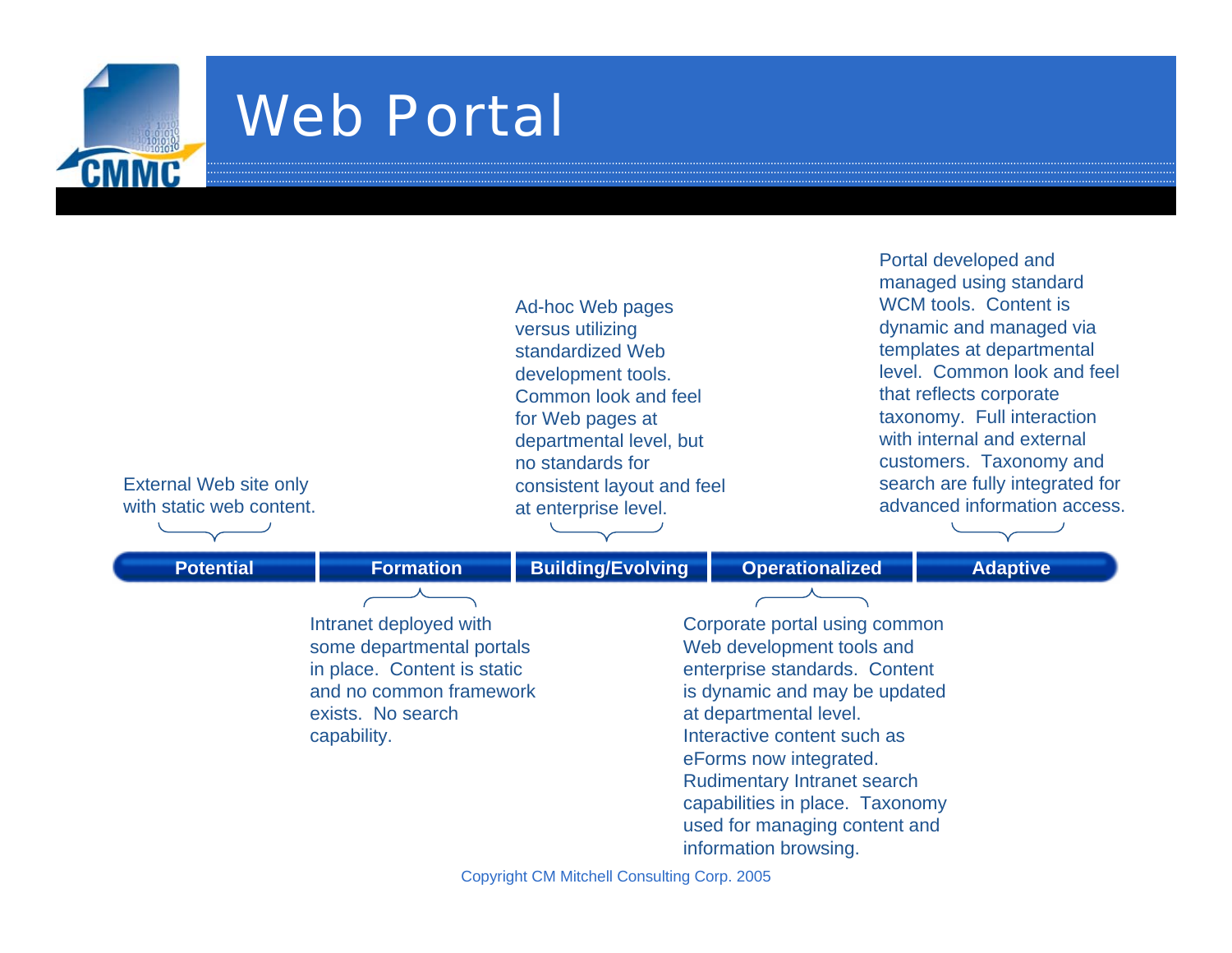# Web Portal

**Potential**

External Web site only with static web content.

**Formation**

Intranet deployed with some departmental portals in place. Content is static and no common framework exists. No search capability.

**Building/Evolving**

Ad-hoc Web pages versus utilizing standardized Web development tools. Common look and feel for Web pages at departmental level, but no standards for consistent layout and feel at enterprise level.

**Operationalized**

Corporate portal using common Web development tools and enterprise standards. Content is dynamic and may be updated at departmental level. Interactive content such as eForms now integrated. Rudimentary Intranet search capabilities in place. Taxonomy used for managing content and information browsing.

**Adaptive**

Portal developed and managed using standard WCM tools. Content is dynamic and managed via templates at departmental level. Common look and feel that reflects corporate taxonomy. Full interaction with internal and external customers. Taxonomy and search are fully integrated for advanced information access.

Copyright CM Mitchell Consulting Corp. 2005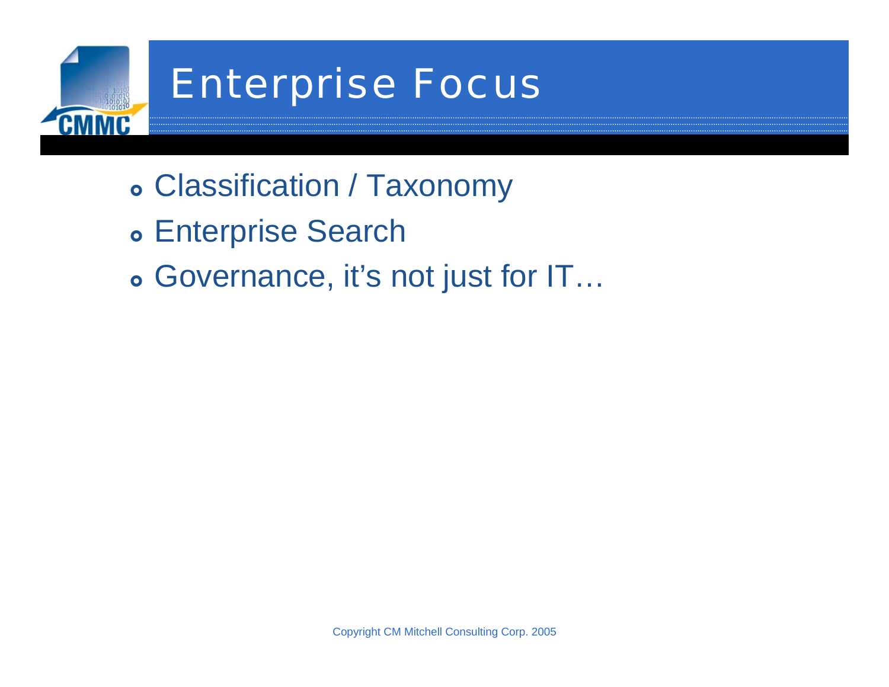# Enterprise Focus

- Classification / Taxonomy
- Enterprise Search
- Governance, it's not just for IT…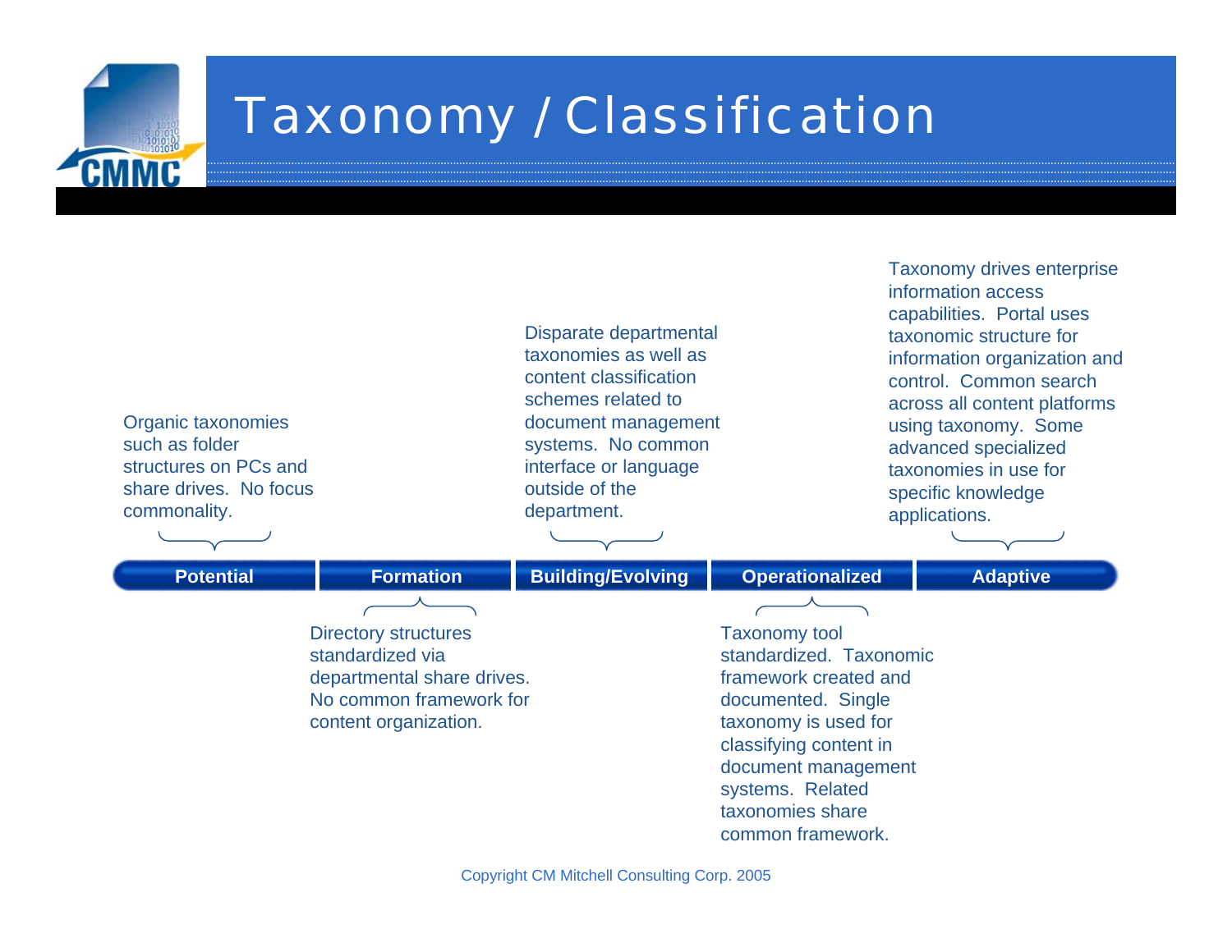# Taxonomy / Classification

| Potential | Formation | Building/Evolving | Operationalized | Adaptive |
|---|---|---|---|---|
| Organic taxonomies such as folder structures on PCs and share drives. No focus commonality. | Directory structures standardized via departmental share drives. No common framework for content organization. | Disparate departmental taxonomies as well as content classification schemes related to document management systems. No common interface or language outside of the department. | Taxonomy tool standardized. Taxonomic framework created and documented. Single taxonomy is used for classifying content in document management systems. Related taxonomies share common framework. | Taxonomy drives enterprise information access capabilities. Portal uses taxonomic structure for information organization and control. Common search across all content platforms using taxonomy. Some advanced specialized taxonomies in use for specific knowledge applications. |

Copyright CM Mitchell Consulting Corp. 2005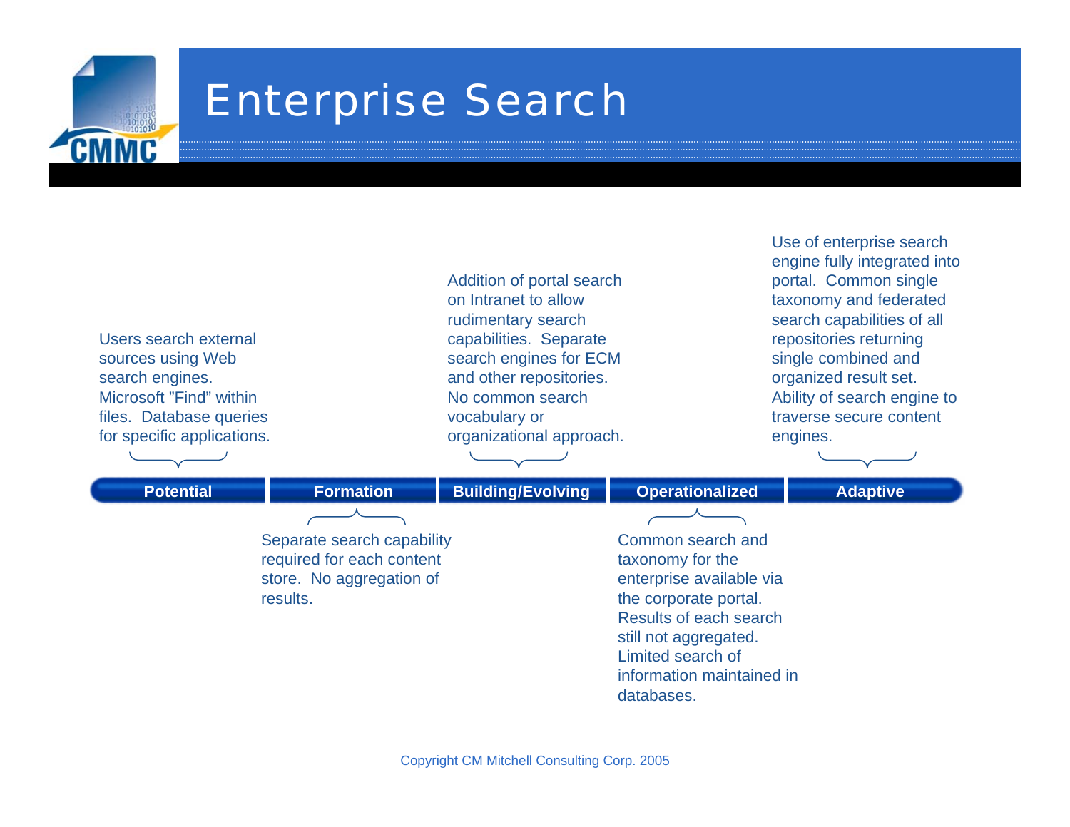# Enterprise Search

**Potential**

Users search external sources using Web search engines. Microsoft "Find" within files. Database queries for specific applications.

**Formation**

Separate search capability required for each content store. No aggregation of results.

**Building/Evolving**

Addition of portal search on Intranet to allow rudimentary search capabilities. Separate search engines for ECM and other repositories. No common search vocabulary or organizational approach.

**Operationalized**

Common search and taxonomy for the enterprise available via the corporate portal. Results of each search still not aggregated. Limited search of information maintained in databases.

**Adaptive**

Use of enterprise search engine fully integrated into portal. Common single taxonomy and federated search capabilities of all repositories returning single combined and organized result set. Ability of search engine to traverse secure content engines.

Copyright CM Mitchell Consulting Corp. 2005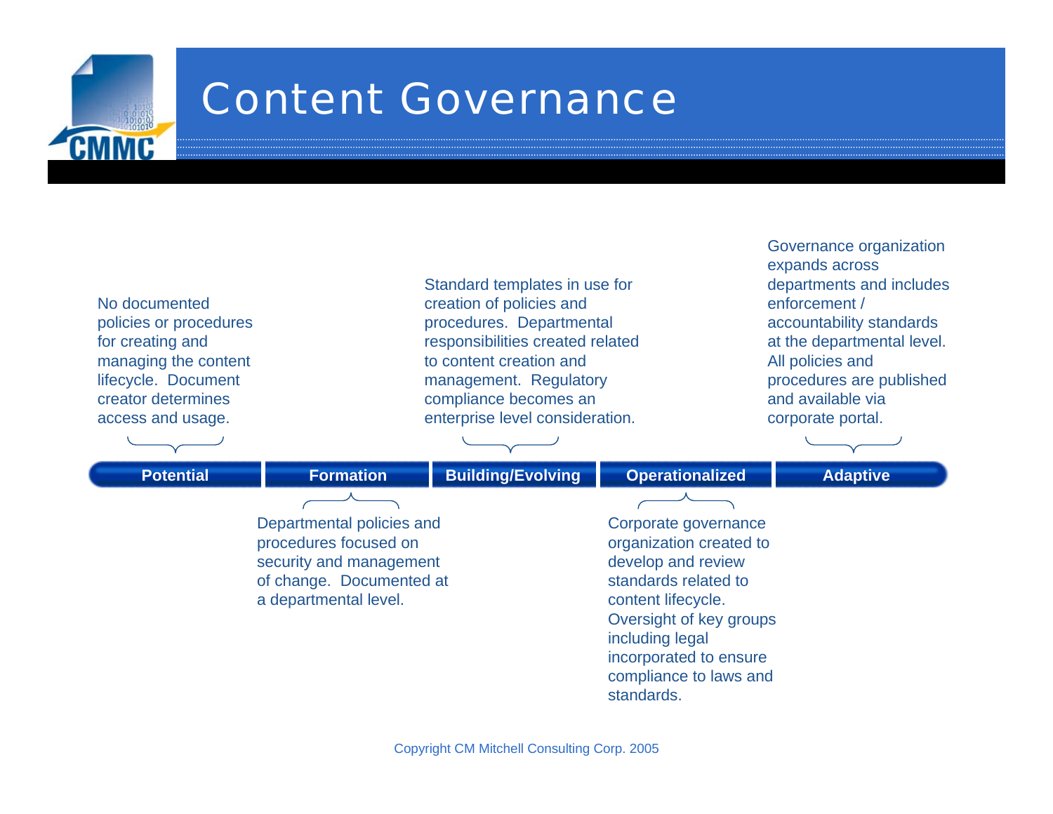# Content Governance

**Potential** — No documented policies or procedures for creating and managing the content lifecycle. Document creator determines access and usage.

**Formation** — Departmental policies and procedures focused on security and management of change. Documented at a departmental level.

**Building/Evolving** — Standard templates in use for creation of policies and procedures. Departmental responsibilities created related to content creation and management. Regulatory compliance becomes an enterprise level consideration.

**Operationalized** — Corporate governance organization created to develop and review standards related to content lifecycle. Oversight of key groups including legal incorporated to ensure compliance to laws and standards.

**Adaptive** — Governance organization expands across departments and includes enforcement / accountability standards at the departmental level. All policies and procedures are published and available via corporate portal.

Copyright CM Mitchell Consulting Corp. 2005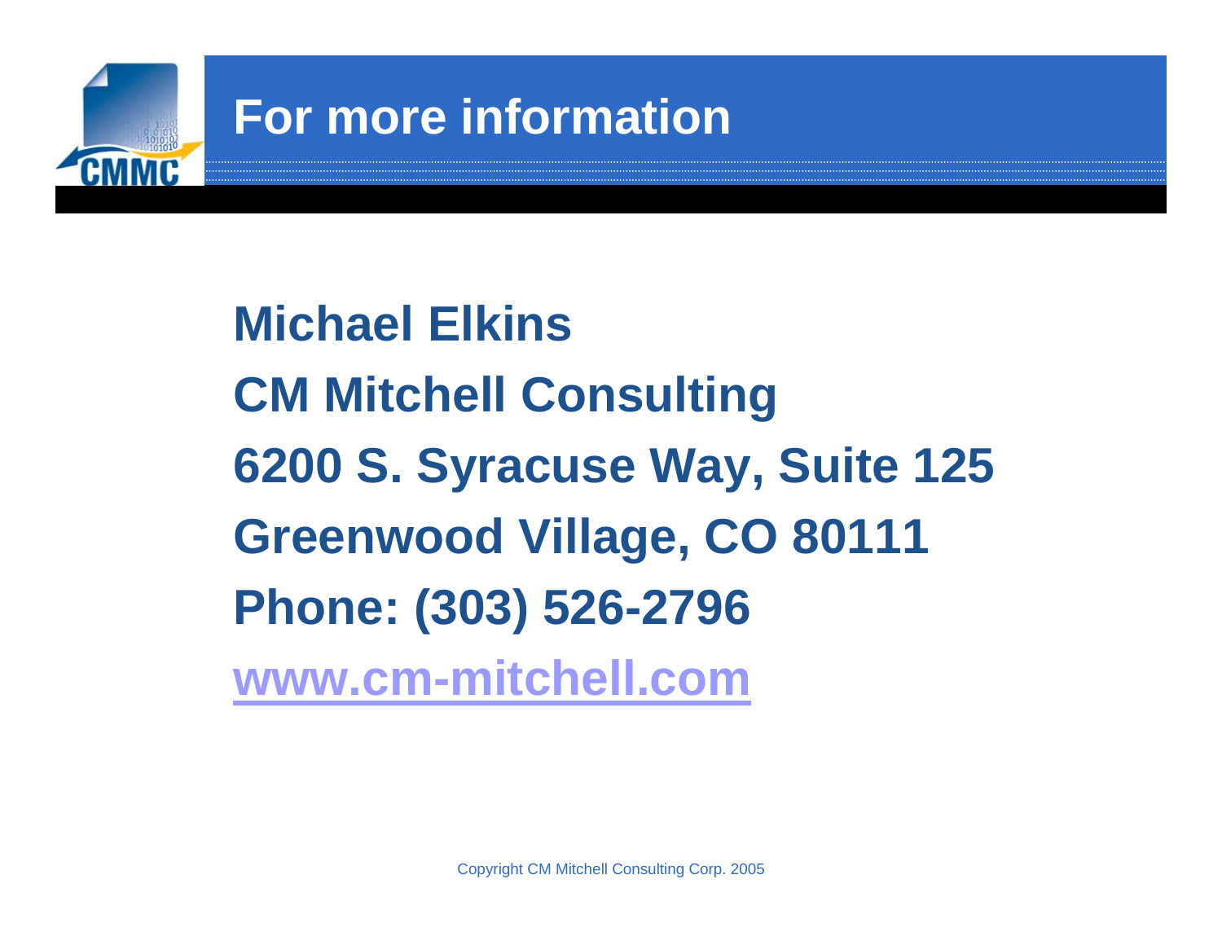# For more information

**Michael Elkins**

**CM Mitchell Consulting**

**6200 S. Syracuse Way, Suite 125**

**Greenwood Village, CO 80111**

**Phone: (303) 526-2796**

**www.cm-mitchell.com**

Copyright CM Mitchell Consulting Corp. 2005